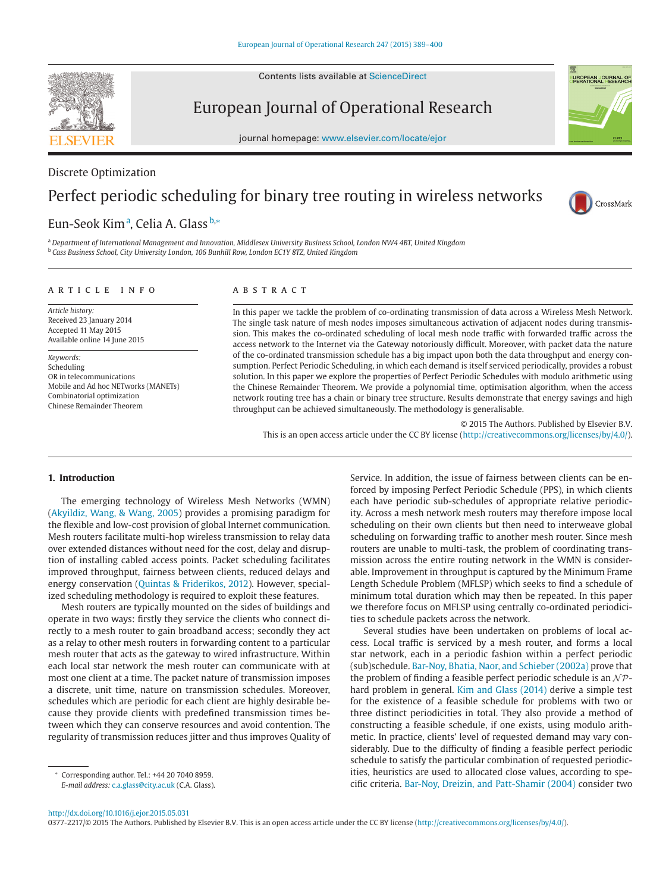Discrete Optimization

# Perfect periodic scheduling for binary tree routing in wireless networks

Eun-Seok Kim[a], Celia A. Glass[b,*]

[a] Department of International Management and Innovation, Middlesex University Business School, London NW4 4BT, United Kingdom
[b] Cass Business School, City University London, 106 Bunhill Row, London EC1Y 8TZ, United Kingdom

**ARTICLE INFO**

*Article history:*
Received 23 January 2014
Accepted 11 May 2015
Available online 14 June 2015

*Keywords:*
Scheduling
OR in telecommunications
Mobile and Ad hoc NETworks (MANETs)
Combinatorial optimization
Chinese Remainder Theorem

**ABSTRACT**

In this paper we tackle the problem of co-ordinating transmission of data across a Wireless Mesh Network. The single task nature of mesh nodes imposes simultaneous activation of adjacent nodes during transmission. This makes the co-ordinated scheduling of local mesh node traffic with forwarded traffic across the access network to the Internet via the Gateway notoriously difficult. Moreover, with packet data the nature of the co-ordinated transmission schedule has a big impact upon both the data throughput and energy consumption. Perfect Periodic Scheduling, in which each demand is itself serviced periodically, provides a robust solution. In this paper we explore the properties of Perfect Periodic Schedules with modulo arithmetic using the Chinese Remainder Theorem. We provide a polynomial time, optimisation algorithm, when the access network routing tree has a chain or binary tree structure. Results demonstrate that energy savings and high throughput can be achieved simultaneously. The methodology is generalisable.

© 2015 The Authors. Published by Elsevier B.V.
This is an open access article under the CC BY license (http://creativecommons.org/licenses/by/4.0/).

## 1. Introduction

The emerging technology of Wireless Mesh Networks (WMN) (Akyildiz, Wang, & Wang, 2005) provides a promising paradigm for the flexible and low-cost provision of global Internet communication. Mesh routers facilitate multi-hop wireless transmission to relay data over extended distances without need for the cost, delay and disruption of installing cabled access points. Packet scheduling facilitates improved throughput, fairness between clients, reduced delays and energy conservation (Quintas & Friderikos, 2012). However, specialized scheduling methodology is required to exploit these features.

Mesh routers are typically mounted on the sides of buildings and operate in two ways: firstly they service the clients who connect directly to a mesh router to gain broadband access; secondly they act as a relay to other mesh routers in forwarding content to a particular mesh router that acts as the gateway to wired infrastructure. Within each local star network the mesh router can communicate with at most one client at a time. The packet nature of transmission imposes a discrete, unit time, nature on transmission schedules. Moreover, schedules which are periodic for each client are highly desirable because they provide clients with predefined transmission times between which they can conserve resources and avoid contention. The regularity of transmission reduces jitter and thus improves Quality of Service. In addition, the issue of fairness between clients can be enforced by imposing Perfect Periodic Schedule (PPS), in which clients each have periodic sub-schedules of appropriate relative periodicity. Across a mesh network mesh routers may therefore impose local scheduling on their own clients but then need to interweave global scheduling on forwarding traffic to another mesh router. Since mesh routers are unable to multi-task, the problem of coordinating transmission across the entire routing network in the WMN is considerable. Improvement in throughput is captured by the Minimum Frame Length Schedule Problem (MFLSP) which seeks to find a schedule of minimum total duration which may then be repeated. In this paper we therefore focus on MFLSP using centrally co-ordinated periodicities to schedule packets across the network.

Several studies have been undertaken on problems of local access. Local traffic is serviced by a mesh router, and forms a local star network, each in a periodic fashion within a perfect periodic (sub)schedule. Bar-Noy, Bhatia, Naor, and Schieber (2002a) prove that the problem of finding a feasible perfect periodic schedule is an $\mathcal{NP}$-hard problem in general. Kim and Glass (2014) derive a simple test for the existence of a feasible schedule for problems with two or three distinct periodicities in total. They also provide a method of constructing a feasible schedule, if one exists, using modulo arithmetic. In practice, clients' level of requested demand may vary considerably. Due to the difficulty of finding a feasible perfect periodic schedule to satisfy the particular combination of requested periodicities, heuristics are used to allocated close values, according to specific criteria. Bar-Noy, Dreizin, and Patt-Shamir (2004) consider two

* Corresponding author. Tel.: +44 20 7040 8959.
*E-mail address:* c.a.glass@city.ac.uk (C.A. Glass).

http://dx.doi.org/10.1016/j.ejor.2015.05.031
0377-2217/© 2015 The Authors. Published by Elsevier B.V. This is an open access article under the CC BY license (http://creativecommons.org/licenses/by/4.0/).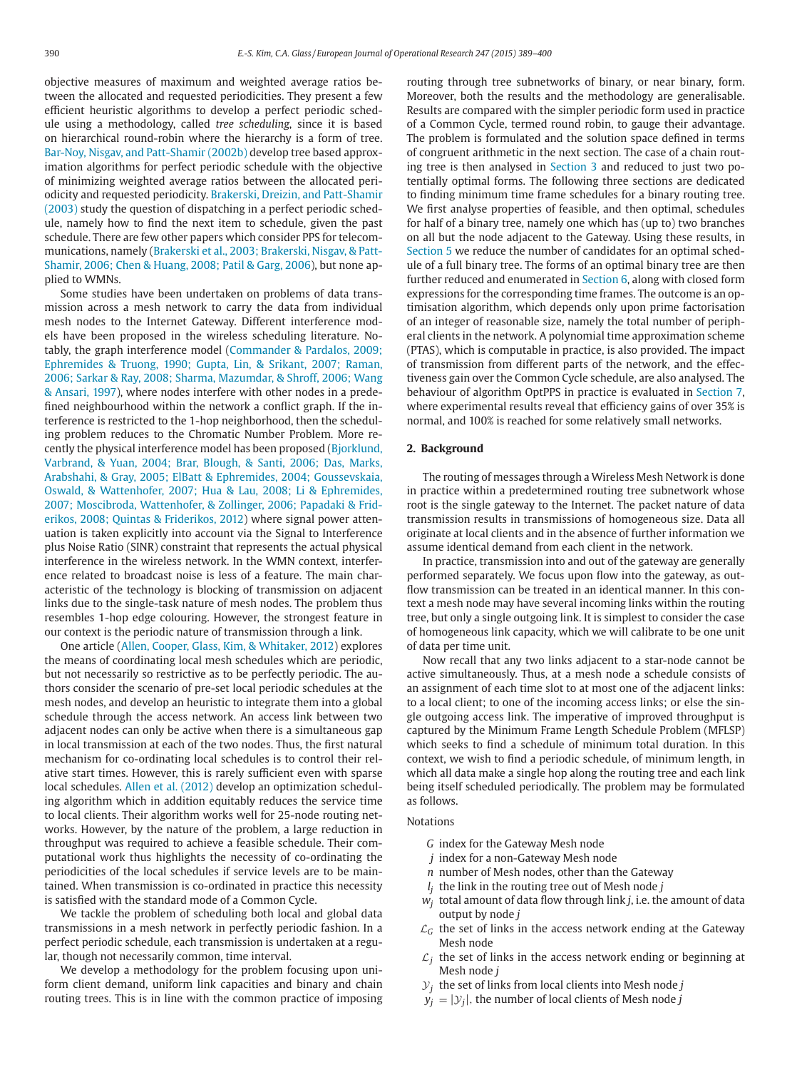objective measures of maximum and weighted average ratios between the allocated and requested periodicities. They present a few efficient heuristic algorithms to develop a perfect periodic schedule using a methodology, called *tree scheduling*, since it is based on hierarchical round-robin where the hierarchy is a form of tree. Bar-Noy, Nisgav, and Patt-Shamir (2002b) develop tree based approximation algorithms for perfect periodic schedule with the objective of minimizing weighted average ratios between the allocated periodicity and requested periodicity. Brakerski, Dreizin, and Patt-Shamir (2003) study the question of dispatching in a perfect periodic schedule, namely how to find the next item to schedule, given the past schedule. There are few other papers which consider PPS for telecommunications, namely (Brakerski et al., 2003; Brakerski, Nisgav, & Patt-Shamir, 2006; Chen & Huang, 2008; Patil & Garg, 2006), but none applied to WMNs.

Some studies have been undertaken on problems of data transmission across a mesh network to carry the data from individual mesh nodes to the Internet Gateway. Different interference models have been proposed in the wireless scheduling literature. Notably, the graph interference model (Commander & Pardalos, 2009; Ephremides & Truong, 1990; Gupta, Lin, & Srikant, 2007; Raman, 2006; Sarkar & Ray, 2008; Sharma, Mazumdar, & Shroff, 2006; Wang & Ansari, 1997), where nodes interfere with other nodes in a predefined neighbourhood within the network a conflict graph. If the interference is restricted to the 1-hop neighborhood, then the scheduling problem reduces to the Chromatic Number Problem. More recently the physical interference model has been proposed (Bjorklund, Varbrand, & Yuan, 2004; Brar, Blough, & Santi, 2006; Das, Marks, Arabshahi, & Gray, 2005; ElBatt & Ephremides, 2004; Goussevskaia, Oswald, & Wattenhofer, 2007; Hua & Lau, 2008; Li & Ephremides, 2007; Moscibroda, Wattenhofer, & Zollinger, 2006; Papadaki & Friderikos, 2008; Quintas & Friderikos, 2012) where signal power attenuation is taken explicitly into account via the Signal to Interference plus Noise Ratio (SINR) constraint that represents the actual physical interference in the wireless network. In the WMN context, interference related to broadcast noise is less of a feature. The main characteristic of the technology is blocking of transmission on adjacent links due to the single-task nature of mesh nodes. The problem thus resembles 1-hop edge colouring. However, the strongest feature in our context is the periodic nature of transmission through a link.

One article (Allen, Cooper, Glass, Kim, & Whitaker, 2012) explores the means of coordinating local mesh schedules which are periodic, but not necessarily so restrictive as to be perfectly periodic. The authors consider the scenario of pre-set local periodic schedules at the mesh nodes, and develop an heuristic to integrate them into a global schedule through the access network. An access link between two adjacent nodes can only be active when there is a simultaneous gap in local transmission at each of the two nodes. Thus, the first natural mechanism for co-ordinating local schedules is to control their relative start times. However, this is rarely sufficient even with sparse local schedules. Allen et al. (2012) develop an optimization scheduling algorithm which in addition equitably reduces the service time to local clients. Their algorithm works well for 25-node routing networks. However, by the nature of the problem, a large reduction in throughput was required to achieve a feasible schedule. Their computational work thus highlights the necessity of co-ordinating the periodicities of the local schedules if service levels are to be maintained. When transmission is co-ordinated in practice this necessity is satisfied with the standard mode of a Common Cycle.

We tackle the problem of scheduling both local and global data transmissions in a mesh network in perfectly periodic fashion. In a perfect periodic schedule, each transmission is undertaken at a regular, though not necessarily common, time interval.

We develop a methodology for the problem focusing upon uniform client demand, uniform link capacities and binary and chain routing trees. This is in line with the common practice of imposing routing through tree subnetworks of binary, or near binary, form. Moreover, both the results and the methodology are generalisable. Results are compared with the simpler periodic form used in practice of a Common Cycle, termed round robin, to gauge their advantage. The problem is formulated and the solution space defined in terms of congruent arithmetic in the next section. The case of a chain routing tree is then analysed in Section 3 and reduced to just two potentially optimal forms. The following three sections are dedicated to finding minimum time frame schedules for a binary routing tree. We first analyse properties of feasible, and then optimal, schedules for half of a binary tree, namely one which has (up to) two branches on all but the node adjacent to the Gateway. Using these results, in Section 5 we reduce the number of candidates for an optimal schedule of a full binary tree. The forms of an optimal binary tree are then further reduced and enumerated in Section 6, along with closed form expressions for the corresponding time frames. The outcome is an optimisation algorithm, which depends only upon prime factorisation of an integer of reasonable size, namely the total number of peripheral clients in the network. A polynomial time approximation scheme (PTAS), which is computable in practice, is also provided. The impact of transmission from different parts of the network, and the effectiveness gain over the Common Cycle schedule, are also analysed. The behaviour of algorithm OptPPS in practice is evaluated in Section 7, where experimental results reveal that efficiency gains of over 35% is normal, and 100% is reached for some relatively small networks.

## 2. Background

The routing of messages through a Wireless Mesh Network is done in practice within a predetermined routing tree subnetwork whose root is the single gateway to the Internet. The packet nature of data transmission results in transmissions of homogeneous size. Data all originate at local clients and in the absence of further information we assume identical demand from each client in the network.

In practice, transmission into and out of the gateway are generally performed separately. We focus upon flow into the gateway, as outflow transmission can be treated in an identical manner. In this context a mesh node may have several incoming links within the routing tree, but only a single outgoing link. It is simplest to consider the case of homogeneous link capacity, which we will calibrate to be one unit of data per time unit.

Now recall that any two links adjacent to a star-node cannot be active simultaneously. Thus, at a mesh node a schedule consists of an assignment of each time slot to at most one of the adjacent links: to a local client; to one of the incoming access links; or else the single outgoing access link. The imperative of improved throughput is captured by the Minimum Frame Length Schedule Problem (MFLSP) which seeks to find a schedule of minimum total duration. In this context, we wish to find a periodic schedule, of minimum length, in which all data make a single hop along the routing tree and each link being itself scheduled periodically. The problem may be formulated as follows.

Notations

- $G$ index for the Gateway Mesh node
- $j$ index for a non-Gateway Mesh node
- $n$ number of Mesh nodes, other than the Gateway
- $l_j$ the link in the routing tree out of Mesh node $j$
- $w_j$ total amount of data flow through link $j$, i.e. the amount of data output by node $j$
- $\mathcal{L}_G$ the set of links in the access network ending at the Gateway Mesh node
- $\mathcal{L}_j$ the set of links in the access network ending or beginning at Mesh node $j$
- $\mathcal{Y}_j$ the set of links from local clients into Mesh node $j$
- $y_j$ $= |\mathcal{Y}_j|$, the number of local clients of Mesh node $j$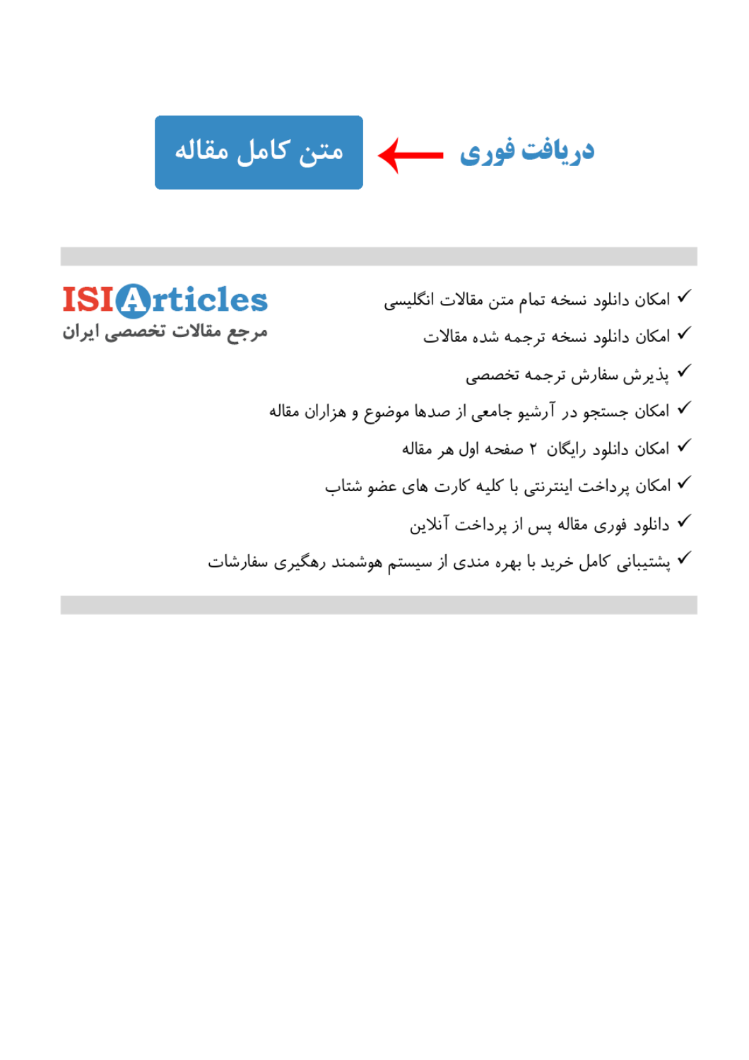**متن کامل مقاله** ← **دریافت فوری**

**ISIArticles**

مرجع مقالات تخصصی ایران

- ✓ امکان دانلود نسخه تمام متن مقالات انگلیسی
- ✓ امکان دانلود نسخه ترجمه شده مقالات
- ✓ پذیرش سفارش ترجمه تخصصی
- ✓ امکان جستجو در آرشیو جامعی از صدها موضوع و هزاران مقاله
- ✓ امکان دانلود رایگان ۲ صفحه اول هر مقاله
- ✓ امکان پرداخت اینترنتی با کلیه کارت های عضو شتاب
- ✓ دانلود فوری مقاله پس از پرداخت آنلاین
- ✓ پشتیبانی کامل خرید با بهره مندی از سیستم هوشمند رهگیری سفارشات